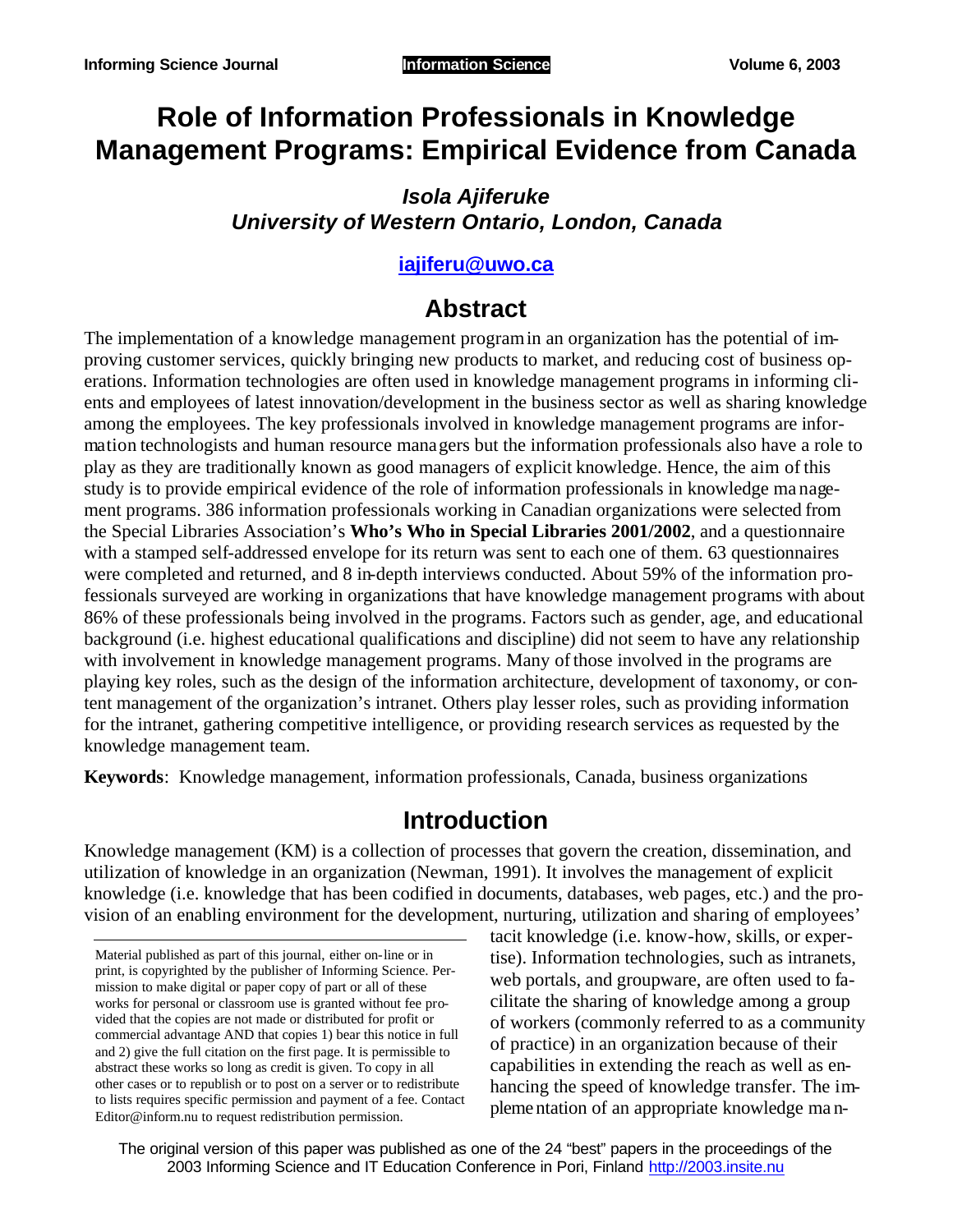# Role of Information Professionals in Knowledge Management Programs: Empirical Evidence from Canada

***Isola Ajiferuke***
***University of Western Ontario, London, Canada***

**iajiferu@uwo.ca**

## Abstract

The implementation of a knowledge management program in an organization has the potential of improving customer services, quickly bringing new products to market, and reducing cost of business operations. Information technologies are often used in knowledge management programs in informing clients and employees of latest innovation/development in the business sector as well as sharing knowledge among the employees. The key professionals involved in knowledge management programs are information technologists and human resource managers but the information professionals also have a role to play as they are traditionally known as good managers of explicit knowledge. Hence, the aim of this study is to provide empirical evidence of the role of information professionals in knowledge management programs. 386 information professionals working in Canadian organizations were selected from the Special Libraries Association's **Who's Who in Special Libraries 2001/2002**, and a questionnaire with a stamped self-addressed envelope for its return was sent to each one of them. 63 questionnaires were completed and returned, and 8 in-depth interviews conducted. About 59% of the information professionals surveyed are working in organizations that have knowledge management programs with about 86% of these professionals being involved in the programs. Factors such as gender, age, and educational background (i.e. highest educational qualifications and discipline) did not seem to have any relationship with involvement in knowledge management programs. Many of those involved in the programs are playing key roles, such as the design of the information architecture, development of taxonomy, or content management of the organization's intranet. Others play lesser roles, such as providing information for the intranet, gathering competitive intelligence, or providing research services as requested by the knowledge management team.

**Keywords**: Knowledge management, information professionals, Canada, business organizations

## Introduction

Knowledge management (KM) is a collection of processes that govern the creation, dissemination, and utilization of knowledge in an organization (Newman, 1991). It involves the management of explicit knowledge (i.e. knowledge that has been codified in documents, databases, web pages, etc.) and the provision of an enabling environment for the development, nurturing, utilization and sharing of employees' tacit knowledge (i.e. know-how, skills, or expertise). Information technologies, such as intranets, web portals, and groupware, are often used to facilitate the sharing of knowledge among a group of workers (commonly referred to as a community of practice) in an organization because of their capabilities in extending the reach as well as enhancing the speed of knowledge transfer. The implementation of an appropriate knowledge man-

Material published as part of this journal, either on-line or in print, is copyrighted by the publisher of Informing Science. Permission to make digital or paper copy of part or all of these works for personal or classroom use is granted without fee provided that the copies are not made or distributed for profit or commercial advantage AND that copies 1) bear this notice in full and 2) give the full citation on the first page. It is permissible to abstract these works so long as credit is given. To copy in all other cases or to republish or to post on a server or to redistribute to lists requires specific permission and payment of a fee. Contact Editor@inform.nu to request redistribution permission.

The original version of this paper was published as one of the 24 "best" papers in the proceedings of the 2003 Informing Science and IT Education Conference in Pori, Finland http://2003.insite.nu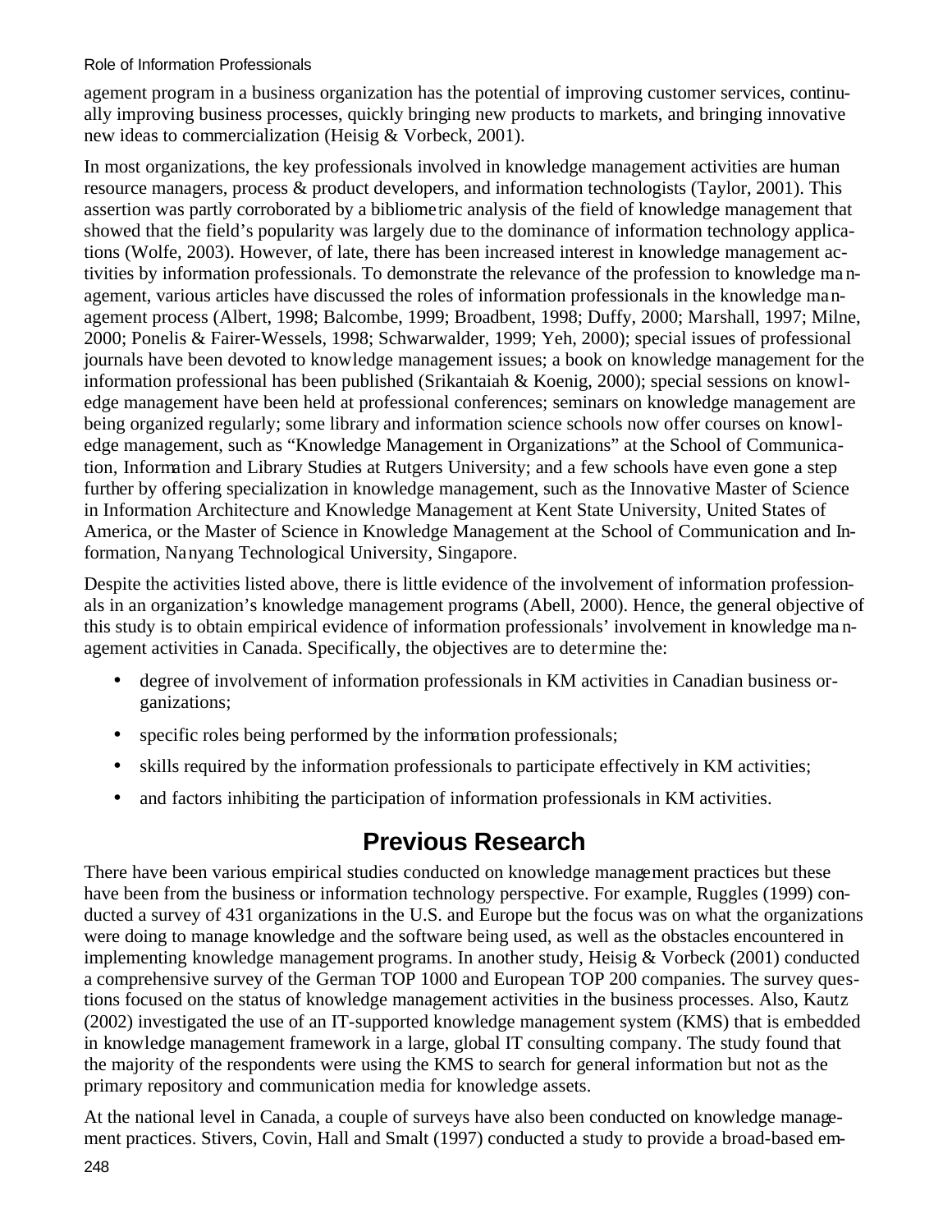agement program in a business organization has the potential of improving customer services, continually improving business processes, quickly bringing new products to markets, and bringing innovative new ideas to commercialization (Heisig & Vorbeck, 2001).

In most organizations, the key professionals involved in knowledge management activities are human resource managers, process & product developers, and information technologists (Taylor, 2001). This assertion was partly corroborated by a bibliometric analysis of the field of knowledge management that showed that the field's popularity was largely due to the dominance of information technology applications (Wolfe, 2003). However, of late, there has been increased interest in knowledge management activities by information professionals. To demonstrate the relevance of the profession to knowledge management, various articles have discussed the roles of information professionals in the knowledge management process (Albert, 1998; Balcombe, 1999; Broadbent, 1998; Duffy, 2000; Marshall, 1997; Milne, 2000; Ponelis & Fairer-Wessels, 1998; Schwarwalder, 1999; Yeh, 2000); special issues of professional journals have been devoted to knowledge management issues; a book on knowledge management for the information professional has been published (Srikantaiah & Koenig, 2000); special sessions on knowledge management have been held at professional conferences; seminars on knowledge management are being organized regularly; some library and information science schools now offer courses on knowledge management, such as "Knowledge Management in Organizations" at the School of Communication, Information and Library Studies at Rutgers University; and a few schools have even gone a step further by offering specialization in knowledge management, such as the Innovative Master of Science in Information Architecture and Knowledge Management at Kent State University, United States of America, or the Master of Science in Knowledge Management at the School of Communication and Information, Nanyang Technological University, Singapore.

Despite the activities listed above, there is little evidence of the involvement of information professionals in an organization's knowledge management programs (Abell, 2000). Hence, the general objective of this study is to obtain empirical evidence of information professionals' involvement in knowledge management activities in Canada. Specifically, the objectives are to determine the:

- degree of involvement of information professionals in KM activities in Canadian business organizations;
- specific roles being performed by the information professionals;
- skills required by the information professionals to participate effectively in KM activities;
- and factors inhibiting the participation of information professionals in KM activities.

## Previous Research

There have been various empirical studies conducted on knowledge management practices but these have been from the business or information technology perspective. For example, Ruggles (1999) conducted a survey of 431 organizations in the U.S. and Europe but the focus was on what the organizations were doing to manage knowledge and the software being used, as well as the obstacles encountered in implementing knowledge management programs. In another study, Heisig & Vorbeck (2001) conducted a comprehensive survey of the German TOP 1000 and European TOP 200 companies. The survey questions focused on the status of knowledge management activities in the business processes. Also, Kautz (2002) investigated the use of an IT-supported knowledge management system (KMS) that is embedded in knowledge management framework in a large, global IT consulting company. The study found that the majority of the respondents were using the KMS to search for general information but not as the primary repository and communication media for knowledge assets.

At the national level in Canada, a couple of surveys have also been conducted on knowledge management practices. Stivers, Covin, Hall and Smalt (1997) conducted a study to provide a broad-based em-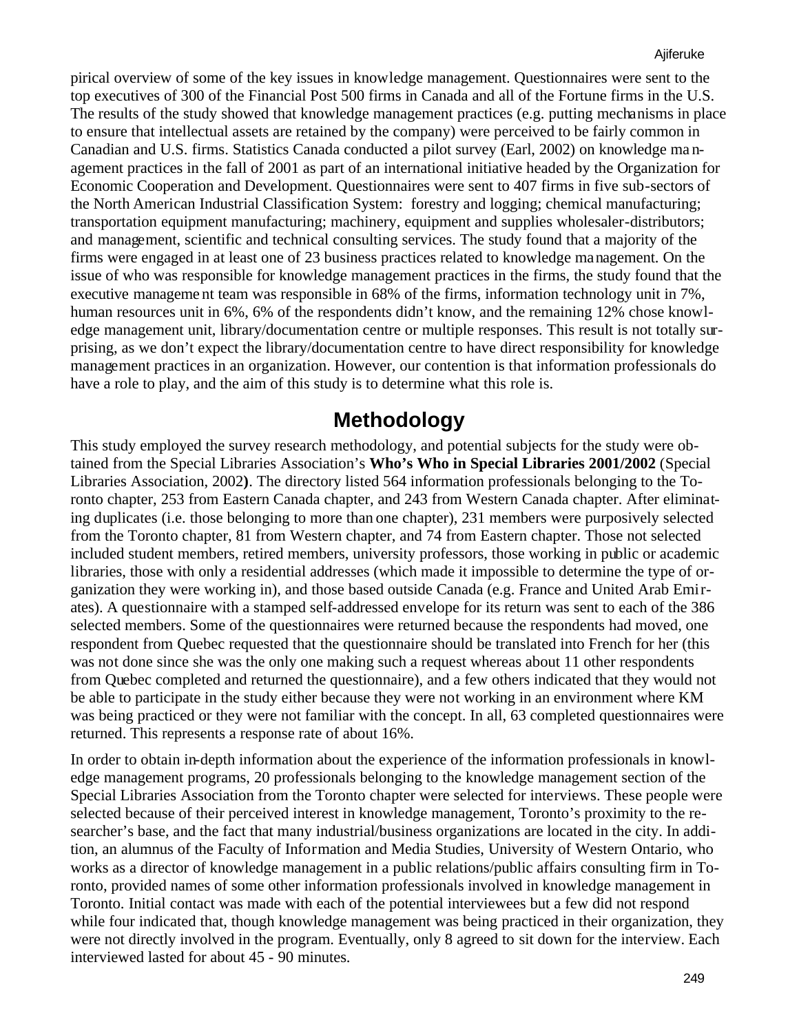pirical overview of some of the key issues in knowledge management. Questionnaires were sent to the top executives of 300 of the Financial Post 500 firms in Canada and all of the Fortune firms in the U.S. The results of the study showed that knowledge management practices (e.g. putting mechanisms in place to ensure that intellectual assets are retained by the company) were perceived to be fairly common in Canadian and U.S. firms. Statistics Canada conducted a pilot survey (Earl, 2002) on knowledge management practices in the fall of 2001 as part of an international initiative headed by the Organization for Economic Cooperation and Development. Questionnaires were sent to 407 firms in five sub-sectors of the North American Industrial Classification System: forestry and logging; chemical manufacturing; transportation equipment manufacturing; machinery, equipment and supplies wholesaler-distributors; and management, scientific and technical consulting services. The study found that a majority of the firms were engaged in at least one of 23 business practices related to knowledge management. On the issue of who was responsible for knowledge management practices in the firms, the study found that the executive management team was responsible in 68% of the firms, information technology unit in 7%, human resources unit in 6%, 6% of the respondents didn't know, and the remaining 12% chose knowledge management unit, library/documentation centre or multiple responses. This result is not totally surprising, as we don't expect the library/documentation centre to have direct responsibility for knowledge management practices in an organization. However, our contention is that information professionals do have a role to play, and the aim of this study is to determine what this role is.

## Methodology

This study employed the survey research methodology, and potential subjects for the study were obtained from the Special Libraries Association's **Who's Who in Special Libraries 2001/2002** (Special Libraries Association, 2002**)**. The directory listed 564 information professionals belonging to the Toronto chapter, 253 from Eastern Canada chapter, and 243 from Western Canada chapter. After eliminating duplicates (i.e. those belonging to more than one chapter), 231 members were purposively selected from the Toronto chapter, 81 from Western chapter, and 74 from Eastern chapter. Those not selected included student members, retired members, university professors, those working in public or academic libraries, those with only a residential addresses (which made it impossible to determine the type of organization they were working in), and those based outside Canada (e.g. France and United Arab Emirates). A questionnaire with a stamped self-addressed envelope for its return was sent to each of the 386 selected members. Some of the questionnaires were returned because the respondents had moved, one respondent from Quebec requested that the questionnaire should be translated into French for her (this was not done since she was the only one making such a request whereas about 11 other respondents from Quebec completed and returned the questionnaire), and a few others indicated that they would not be able to participate in the study either because they were not working in an environment where KM was being practiced or they were not familiar with the concept. In all, 63 completed questionnaires were returned. This represents a response rate of about 16%.

In order to obtain in-depth information about the experience of the information professionals in knowledge management programs, 20 professionals belonging to the knowledge management section of the Special Libraries Association from the Toronto chapter were selected for interviews. These people were selected because of their perceived interest in knowledge management, Toronto's proximity to the researcher's base, and the fact that many industrial/business organizations are located in the city. In addition, an alumnus of the Faculty of Information and Media Studies, University of Western Ontario, who works as a director of knowledge management in a public relations/public affairs consulting firm in Toronto, provided names of some other information professionals involved in knowledge management in Toronto. Initial contact was made with each of the potential interviewees but a few did not respond while four indicated that, though knowledge management was being practiced in their organization, they were not directly involved in the program. Eventually, only 8 agreed to sit down for the interview. Each interviewed lasted for about 45 - 90 minutes.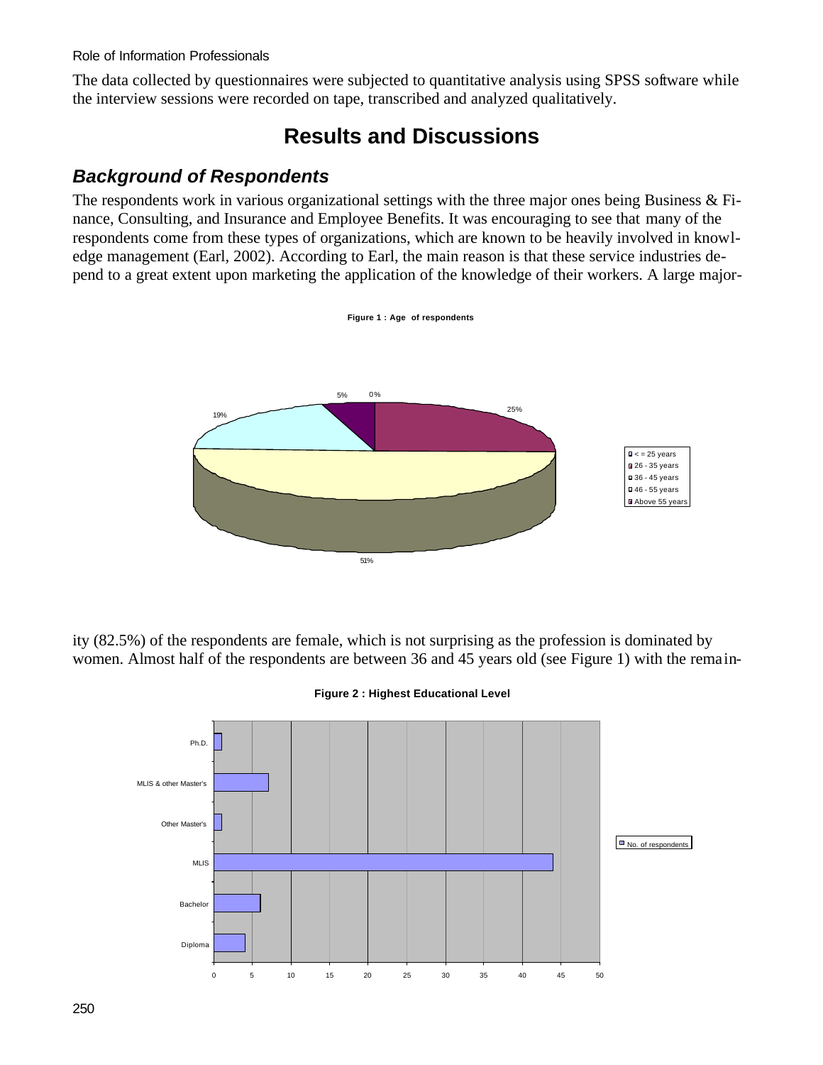The data collected by questionnaires were subjected to quantitative analysis using SPSS software while the interview sessions were recorded on tape, transcribed and analyzed qualitatively.

# Results and Discussions

## *Background of Respondents*

The respondents work in various organizational settings with the three major ones being Business & Finance, Consulting, and Insurance and Employee Benefits. It was encouraging to see that many of the respondents come from these types of organizations, which are known to be heavily involved in knowledge management (Earl, 2002). According to Earl, the main reason is that these service industries depend to a great extent upon marketing the application of the knowledge of their workers. A large majority (82.5%) of the respondents are female, which is not surprising as the profession is dominated by women. Almost half of the respondents are between 36 and 45 years old (see Figure 1) with the remain-

**Figure 1 : Age of respondents**

| Age group | Percentage |
|---|---|
| < = 25 years | 0% |
| 26 - 35 years | 25% |
| 36 - 45 years | 51% |
| 46 - 55 years | 19% |
| Above 55 years | 5% |

**Figure 2 : Highest Educational Level**

| Highest Educational Level | No. of respondents |
|---|---|
| Ph.D. | 1 |
| MLIS & other Master's | 7 |
| Other Master's | 1 |
| MLIS | 44 |
| Bachelor | 6 |
| Diploma | 4 |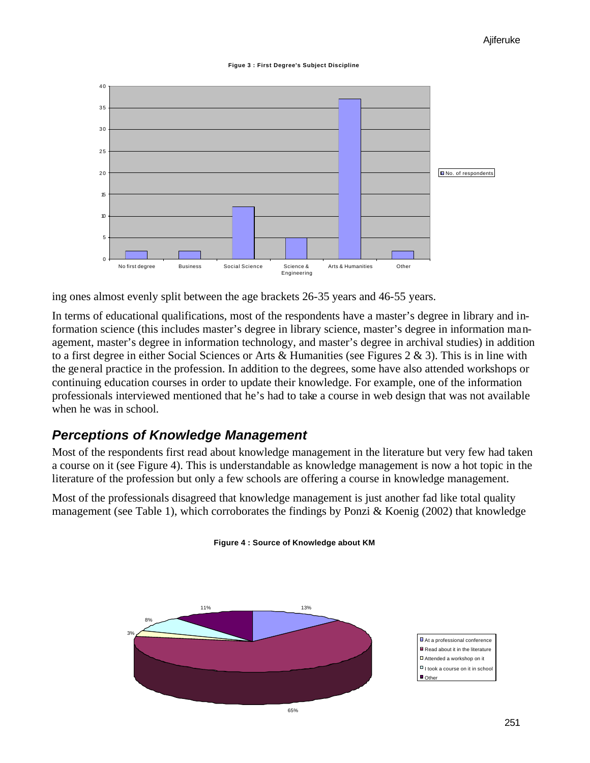**Figue 3 : First Degree's Subject Discipline**

ing ones almost evenly split between the age brackets 26-35 years and 46-55 years.

In terms of educational qualifications, most of the respondents have a master's degree in library and information science (this includes master's degree in library science, master's degree in information management, master's degree in information technology, and master's degree in archival studies) in addition to a first degree in either Social Sciences or Arts & Humanities (see Figures 2 & 3). This is in line with the general practice in the profession. In addition to the degrees, some have also attended workshops or continuing education courses in order to update their knowledge. For example, one of the information professionals interviewed mentioned that he's had to take a course in web design that was not available when he was in school.

## *Perceptions of Knowledge Management*

Most of the respondents first read about knowledge management in the literature but very few had taken a course on it (see Figure 4). This is understandable as knowledge management is now a hot topic in the literature of the profession but only a few schools are offering a course in knowledge management.

Most of the professionals disagreed that knowledge management is just another fad like total quality management (see Table 1), which corroborates the findings by Ponzi & Koenig (2002) that knowledge

**Figure 4 : Source of Knowledge about KM**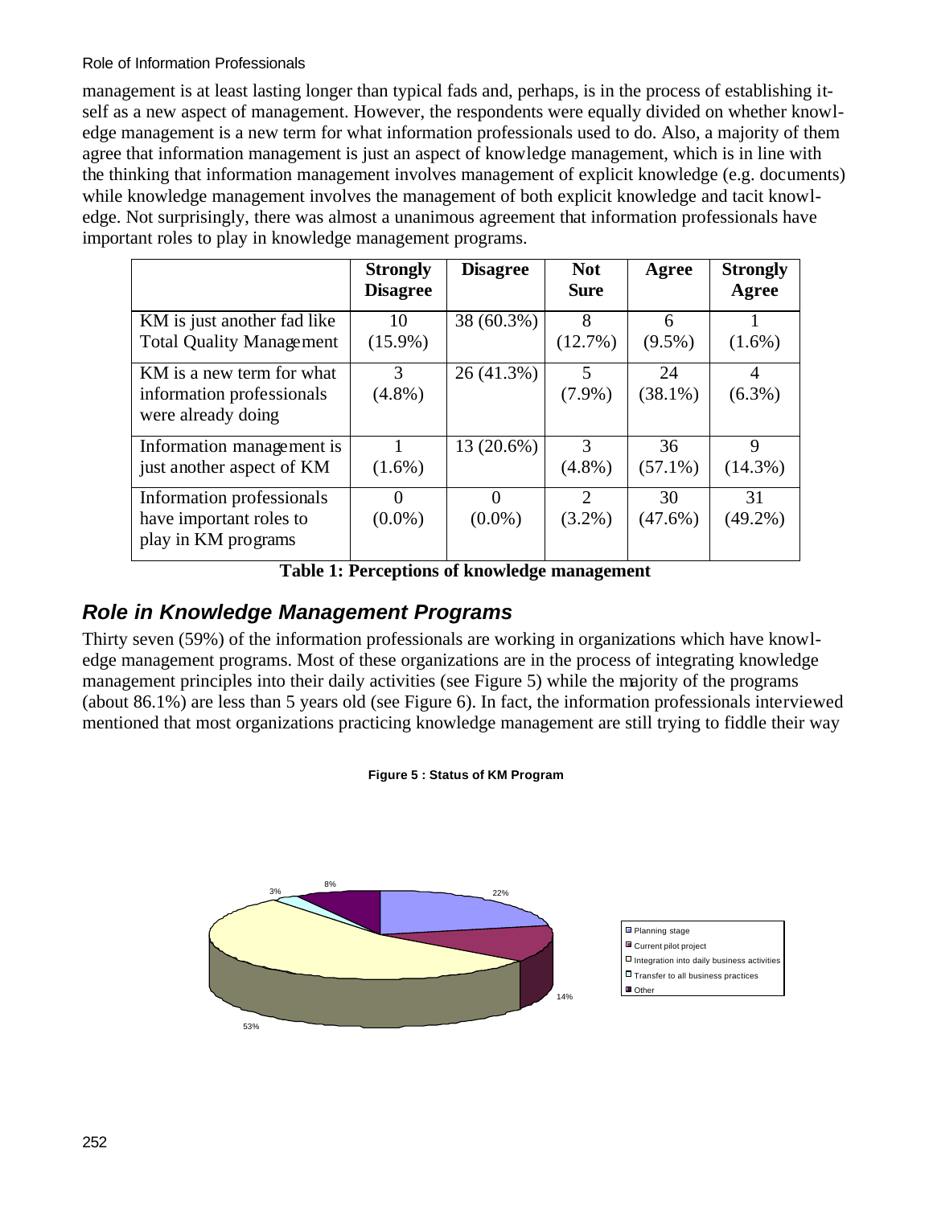management is at least lasting longer than typical fads and, perhaps, is in the process of establishing itself as a new aspect of management. However, the respondents were equally divided on whether knowledge management is a new term for what information professionals used to do. Also, a majority of them agree that information management is just an aspect of knowledge management, which is in line with the thinking that information management involves management of explicit knowledge (e.g. documents) while knowledge management involves the management of both explicit knowledge and tacit knowledge. Not surprisingly, there was almost a unanimous agreement that information professionals have important roles to play in knowledge management programs.

| | Strongly Disagree | Disagree | Not Sure | Agree | Strongly Agree |
|---|---|---|---|---|---|
| KM is just another fad like Total Quality Management | 10 (15.9%) | 38 (60.3%) | 8 (12.7%) | 6 (9.5%) | 1 (1.6%) |
| KM is a new term for what information professionals were already doing | 3 (4.8%) | 26 (41.3%) | 5 (7.9%) | 24 (38.1%) | 4 (6.3%) |
| Information management is just another aspect of KM | 1 (1.6%) | 13 (20.6%) | 3 (4.8%) | 36 (57.1%) | 9 (14.3%) |
| Information professionals have important roles to play in KM programs | 0 (0.0%) | 0 (0.0%) | 2 (3.2%) | 30 (47.6%) | 31 (49.2%) |

**Table 1: Perceptions of knowledge management**

## *Role in Knowledge Management Programs*

Thirty seven (59%) of the information professionals are working in organizations which have knowledge management programs. Most of these organizations are in the process of integrating knowledge management principles into their daily activities (see Figure 5) while the majority of the programs (about 86.1%) are less than 5 years old (see Figure 6). In fact, the information professionals interviewed mentioned that most organizations practicing knowledge management are still trying to fiddle their way

**Figure 5 : Status of KM Program**

- Planning stage: 22%
- Current pilot project: 14%
- Integration into daily business activities: 53%
- Transfer to all business practices: 3%
- Other: 8%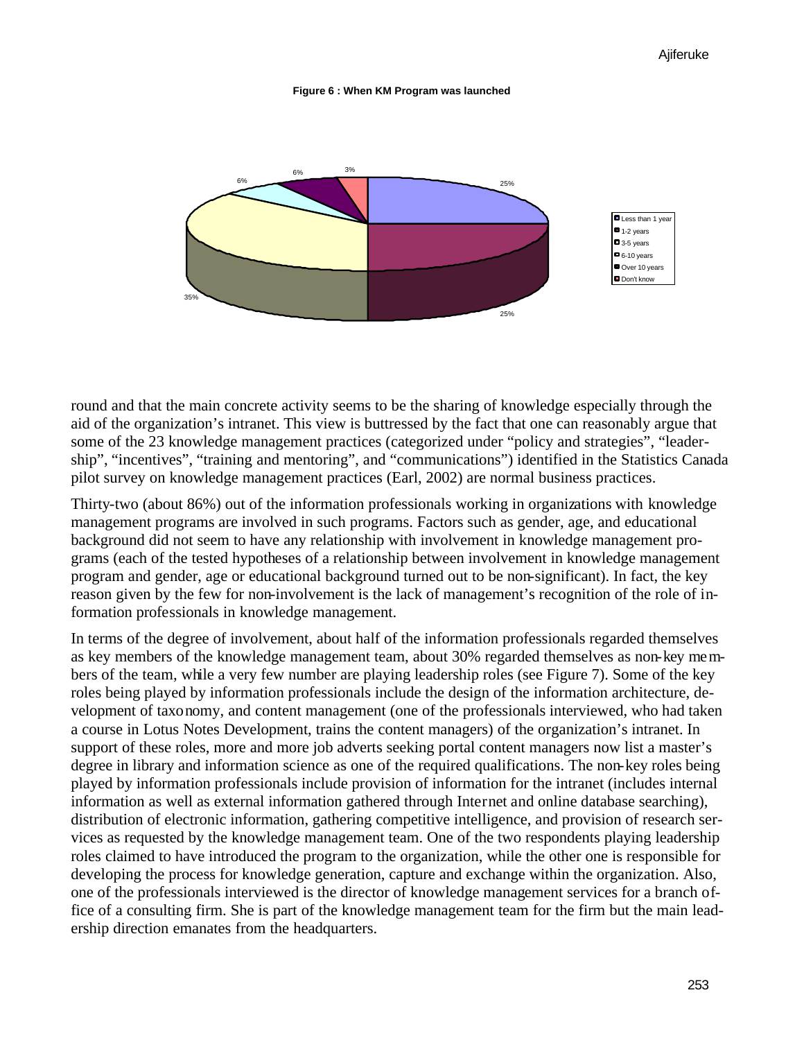**Figure 6 : When KM Program was launched**

round and that the main concrete activity seems to be the sharing of knowledge especially through the aid of the organization's intranet. This view is buttressed by the fact that one can reasonably argue that some of the 23 knowledge management practices (categorized under "policy and strategies", "leadership", "incentives", "training and mentoring", and "communications") identified in the Statistics Canada pilot survey on knowledge management practices (Earl, 2002) are normal business practices.

Thirty-two (about 86%) out of the information professionals working in organizations with knowledge management programs are involved in such programs. Factors such as gender, age, and educational background did not seem to have any relationship with involvement in knowledge management programs (each of the tested hypotheses of a relationship between involvement in knowledge management program and gender, age or educational background turned out to be non-significant). In fact, the key reason given by the few for non-involvement is the lack of management's recognition of the role of information professionals in knowledge management.

In terms of the degree of involvement, about half of the information professionals regarded themselves as key members of the knowledge management team, about 30% regarded themselves as non-key members of the team, while a very few number are playing leadership roles (see Figure 7). Some of the key roles being played by information professionals include the design of the information architecture, development of taxonomy, and content management (one of the professionals interviewed, who had taken a course in Lotus Notes Development, trains the content managers) of the organization's intranet. In support of these roles, more and more job adverts seeking portal content managers now list a master's degree in library and information science as one of the required qualifications. The non-key roles being played by information professionals include provision of information for the intranet (includes internal information as well as external information gathered through Internet and online database searching), distribution of electronic information, gathering competitive intelligence, and provision of research services as requested by the knowledge management team. One of the two respondents playing leadership roles claimed to have introduced the program to the organization, while the other one is responsible for developing the process for knowledge generation, capture and exchange within the organization. Also, one of the professionals interviewed is the director of knowledge management services for a branch office of a consulting firm. She is part of the knowledge management team for the firm but the main leadership direction emanates from the headquarters.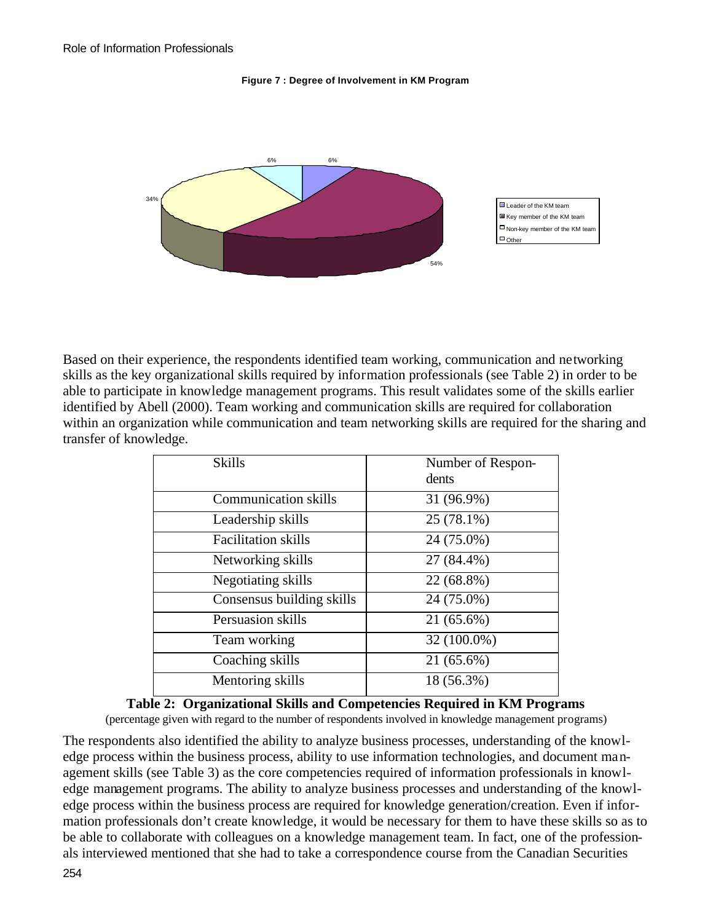**Figure 7 : Degree of Involvement in KM Program**

6% 6% 34% 54%

Leader of the KM team
Key member of the KM team
Non-key member of the KM team
Other

Based on their experience, the respondents identified team working, communication and networking skills as the key organizational skills required by information professionals (see Table 2) in order to be able to participate in knowledge management programs. This result validates some of the skills earlier identified by Abell (2000). Team working and communication skills are required for collaboration within an organization while communication and team networking skills are required for the sharing and transfer of knowledge.

| Skills | Number of Respondents |
|---|---|
| Communication skills | 31 (96.9%) |
| Leadership skills | 25 (78.1%) |
| Facilitation skills | 24 (75.0%) |
| Networking skills | 27 (84.4%) |
| Negotiating skills | 22 (68.8%) |
| Consensus building skills | 24 (75.0%) |
| Persuasion skills | 21 (65.6%) |
| Team working | 32 (100.0%) |
| Coaching skills | 21 (65.6%) |
| Mentoring skills | 18 (56.3%) |

**Table 2: Organizational Skills and Competencies Required in KM Programs**

(percentage given with regard to the number of respondents involved in knowledge management programs)

The respondents also identified the ability to analyze business processes, understanding of the knowledge process within the business process, ability to use information technologies, and document management skills (see Table 3) as the core competencies required of information professionals in knowledge management programs. The ability to analyze business processes and understanding of the knowledge process within the business process are required for knowledge generation/creation. Even if information professionals don't create knowledge, it would be necessary for them to have these skills so as to be able to collaborate with colleagues on a knowledge management team. In fact, one of the professionals interviewed mentioned that she had to take a correspondence course from the Canadian Securities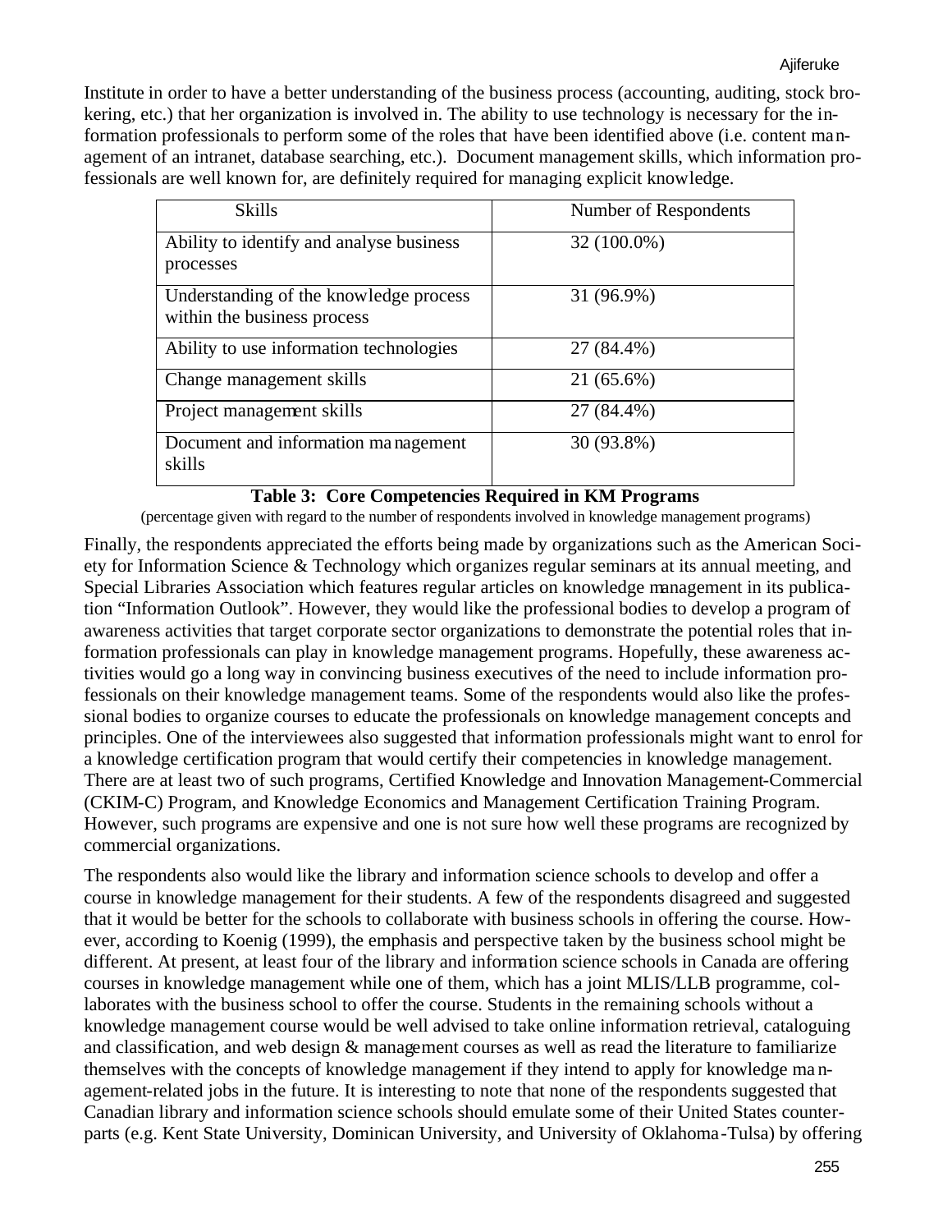Institute in order to have a better understanding of the business process (accounting, auditing, stock brokering, etc.) that her organization is involved in. The ability to use technology is necessary for the information professionals to perform some of the roles that have been identified above (i.e. content management of an intranet, database searching, etc.). Document management skills, which information professionals are well known for, are definitely required for managing explicit knowledge.

| Skills | Number of Respondents |
|---|---|
| Ability to identify and analyse business processes | 32 (100.0%) |
| Understanding of the knowledge process within the business process | 31 (96.9%) |
| Ability to use information technologies | 27 (84.4%) |
| Change management skills | 21 (65.6%) |
| Project management skills | 27 (84.4%) |
| Document and information management skills | 30 (93.8%) |

**Table 3: Core Competencies Required in KM Programs**

(percentage given with regard to the number of respondents involved in knowledge management programs)

Finally, the respondents appreciated the efforts being made by organizations such as the American Society for Information Science & Technology which organizes regular seminars at its annual meeting, and Special Libraries Association which features regular articles on knowledge management in its publication "Information Outlook". However, they would like the professional bodies to develop a program of awareness activities that target corporate sector organizations to demonstrate the potential roles that information professionals can play in knowledge management programs. Hopefully, these awareness activities would go a long way in convincing business executives of the need to include information professionals on their knowledge management teams. Some of the respondents would also like the professional bodies to organize courses to educate the professionals on knowledge management concepts and principles. One of the interviewees also suggested that information professionals might want to enrol for a knowledge certification program that would certify their competencies in knowledge management. There are at least two of such programs, Certified Knowledge and Innovation Management-Commercial (CKIM-C) Program, and Knowledge Economics and Management Certification Training Program. However, such programs are expensive and one is not sure how well these programs are recognized by commercial organizations.

The respondents also would like the library and information science schools to develop and offer a course in knowledge management for their students. A few of the respondents disagreed and suggested that it would be better for the schools to collaborate with business schools in offering the course. However, according to Koenig (1999), the emphasis and perspective taken by the business school might be different. At present, at least four of the library and information science schools in Canada are offering courses in knowledge management while one of them, which has a joint MLIS/LLB programme, collaborates with the business school to offer the course. Students in the remaining schools without a knowledge management course would be well advised to take online information retrieval, cataloguing and classification, and web design & management courses as well as read the literature to familiarize themselves with the concepts of knowledge management if they intend to apply for knowledge management-related jobs in the future. It is interesting to note that none of the respondents suggested that Canadian library and information science schools should emulate some of their United States counterparts (e.g. Kent State University, Dominican University, and University of Oklahoma-Tulsa) by offering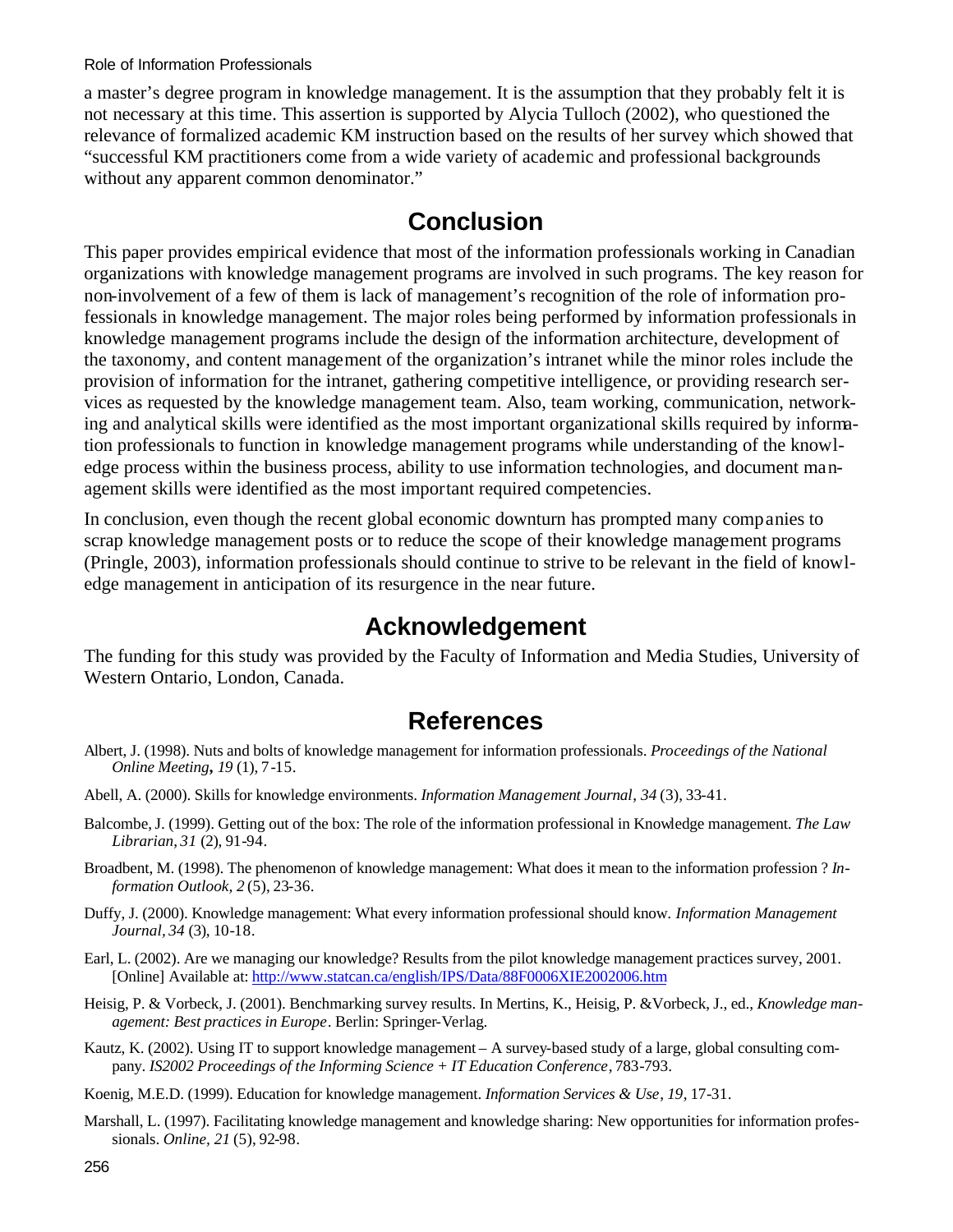a master's degree program in knowledge management. It is the assumption that they probably felt it is not necessary at this time. This assertion is supported by Alycia Tulloch (2002), who questioned the relevance of formalized academic KM instruction based on the results of her survey which showed that "successful KM practitioners come from a wide variety of academic and professional backgrounds without any apparent common denominator."

## Conclusion

This paper provides empirical evidence that most of the information professionals working in Canadian organizations with knowledge management programs are involved in such programs. The key reason for non-involvement of a few of them is lack of management's recognition of the role of information professionals in knowledge management. The major roles being performed by information professionals in knowledge management programs include the design of the information architecture, development of the taxonomy, and content management of the organization's intranet while the minor roles include the provision of information for the intranet, gathering competitive intelligence, or providing research services as requested by the knowledge management team. Also, team working, communication, networking and analytical skills were identified as the most important organizational skills required by information professionals to function in knowledge management programs while understanding of the knowledge process within the business process, ability to use information technologies, and document management skills were identified as the most important required competencies.

In conclusion, even though the recent global economic downturn has prompted many companies to scrap knowledge management posts or to reduce the scope of their knowledge management programs (Pringle, 2003), information professionals should continue to strive to be relevant in the field of knowledge management in anticipation of its resurgence in the near future.

## Acknowledgement

The funding for this study was provided by the Faculty of Information and Media Studies, University of Western Ontario, London, Canada.

## References

Albert, J. (1998). Nuts and bolts of knowledge management for information professionals. *Proceedings of the National Online Meeting***,** *19* (1), 7-15.

Abell, A. (2000). Skills for knowledge environments. *Information Management Journal*, *34* (3), 33-41.

Balcombe, J. (1999). Getting out of the box: The role of the information professional in Knowledge management. *The Law Librarian*, *31* (2), 91-94.

Broadbent, M. (1998). The phenomenon of knowledge management: What does it mean to the information profession ? *Information Outlook, 2* (5), 23-36.

Duffy, J. (2000). Knowledge management: What every information professional should know. *Information Management Journal, 34* (3), 10-18.

Earl, L. (2002). Are we managing our knowledge? Results from the pilot knowledge management practices survey, 2001. [Online] Available at: http://www.statcan.ca/english/IPS/Data/88F0006XIE2002006.htm

Heisig, P. & Vorbeck, J. (2001). Benchmarking survey results. In Mertins, K., Heisig, P. &Vorbeck, J., ed., *Knowledge management: Best practices in Europe*. Berlin: Springer-Verlag.

Kautz, K. (2002). Using IT to support knowledge management – A survey-based study of a large, global consulting company. *IS2002 Proceedings of the Informing Science + IT Education Conference*, 783-793.

Koenig, M.E.D. (1999). Education for knowledge management. *Information Services & Use*, *19*, 17-31.

Marshall, L. (1997). Facilitating knowledge management and knowledge sharing: New opportunities for information professionals. *Online, 21* (5), 92-98.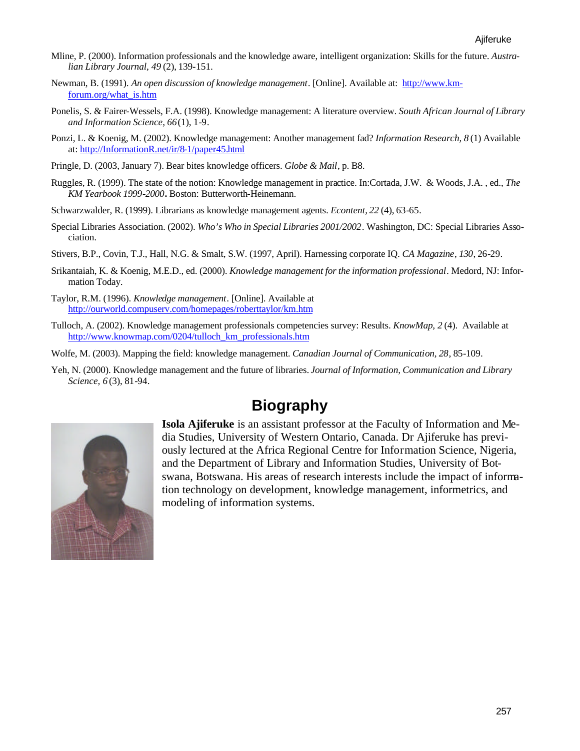Mline, P. (2000). Information professionals and the knowledge aware, intelligent organization: Skills for the future. *Australian Library Journal, 49* (2), 139-151.

Newman, B. (1991). *An open discussion of knowledge management*. [Online]. Available at: http://www.km-forum.org/what_is.htm

Ponelis, S. & Fairer-Wessels, F.A. (1998). Knowledge management: A literature overview. *South African Journal of Library and Information Science, 66* (1), 1-9.

Ponzi, L. & Koenig, M. (2002). Knowledge management: Another management fad? *Information Research, 8* (1) Available at: http://InformationR.net/ir/8-1/paper45.html

Pringle, D. (2003, January 7). Bear bites knowledge officers. *Globe & Mail*, p. B8.

Ruggles, R. (1999). The state of the notion: Knowledge management in practice. In:Cortada, J.W. & Woods, J.A. , ed., *The KM Yearbook 1999-2000***.** Boston: Butterworth-Heinemann.

Schwarzwalder, R. (1999). Librarians as knowledge management agents. *Econtent, 22* (4), 63-65.

Special Libraries Association. (2002). *Who's Who in Special Libraries 2001/2002*. Washington, DC: Special Libraries Association.

Stivers, B.P., Covin, T.J., Hall, N.G. & Smalt, S.W. (1997, April). Harnessing corporate IQ. *CA Magazine, 130*, 26-29.

Srikantaiah, K. & Koenig, M.E.D., ed. (2000). *Knowledge management for the information professional*. Medord, NJ: Information Today.

Taylor, R.M. (1996). *Knowledge management*. [Online]. Available at http://ourworld.compuserv.com/homepages/roberttaylor/km.htm

Tulloch, A. (2002). Knowledge management professionals competencies survey: Results. *KnowMap, 2* (4). Available at http://www.knowmap.com/0204/tulloch_km_professionals.htm

Wolfe, M. (2003). Mapping the field: knowledge management. *Canadian Journal of Communication, 28*, 85-109.

Yeh, N. (2000). Knowledge management and the future of libraries. *Journal of Information, Communication and Library Science, 6* (3), 81-94.

## Biography

**Isola Ajiferuke** is an assistant professor at the Faculty of Information and Media Studies, University of Western Ontario, Canada. Dr Ajiferuke has previously lectured at the Africa Regional Centre for Information Science, Nigeria, and the Department of Library and Information Studies, University of Botswana, Botswana. His areas of research interests include the impact of information technology on development, knowledge management, informetrics, and modeling of information systems.